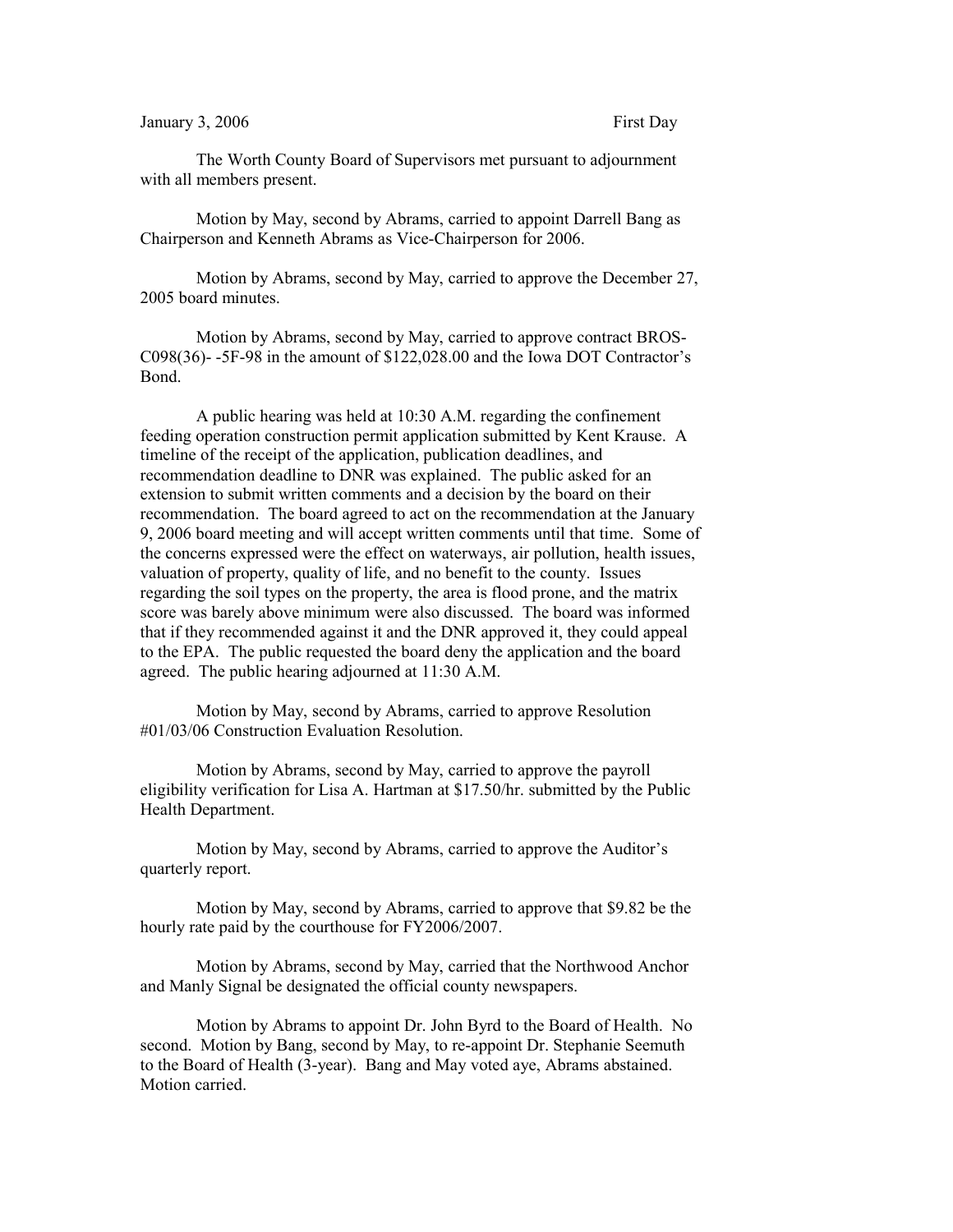January 3, 2006 First Day

The Worth County Board of Supervisors met pursuant to adjournment with all members present.

Motion by May, second by Abrams, carried to appoint Darrell Bang as Chairperson and Kenneth Abrams as Vice-Chairperson for 2006.

Motion by Abrams, second by May, carried to approve the December 27, 2005 board minutes.

Motion by Abrams, second by May, carried to approve contract BROS-C098(36)- -5F-98 in the amount of $122,028.00 and the Iowa DOT Contractor's Bond.

A public hearing was held at 10:30 A.M. regarding the confinement feeding operation construction permit application submitted by Kent Krause. A timeline of the receipt of the application, publication deadlines, and recommendation deadline to DNR was explained. The public asked for an extension to submit written comments and a decision by the board on their recommendation. The board agreed to act on the recommendation at the January 9, 2006 board meeting and will accept written comments until that time. Some of the concerns expressed were the effect on waterways, air pollution, health issues, valuation of property, quality of life, and no benefit to the county. Issues regarding the soil types on the property, the area is flood prone, and the matrix score was barely above minimum were also discussed. The board was informed that if they recommended against it and the DNR approved it, they could appeal to the EPA. The public requested the board deny the application and the board agreed. The public hearing adjourned at 11:30 A.M.

Motion by May, second by Abrams, carried to approve Resolution #01/03/06 Construction Evaluation Resolution.

Motion by Abrams, second by May, carried to approve the payroll eligibility verification for Lisa A. Hartman at $17.50/hr. submitted by the Public Health Department.

Motion by May, second by Abrams, carried to approve the Auditor's quarterly report.

Motion by May, second by Abrams, carried to approve that $9.82 be the hourly rate paid by the courthouse for FY2006/2007.

Motion by Abrams, second by May, carried that the Northwood Anchor and Manly Signal be designated the official county newspapers.

Motion by Abrams to appoint Dr. John Byrd to the Board of Health. No second. Motion by Bang, second by May, to re-appoint Dr. Stephanie Seemuth to the Board of Health (3-year). Bang and May voted aye, Abrams abstained. Motion carried.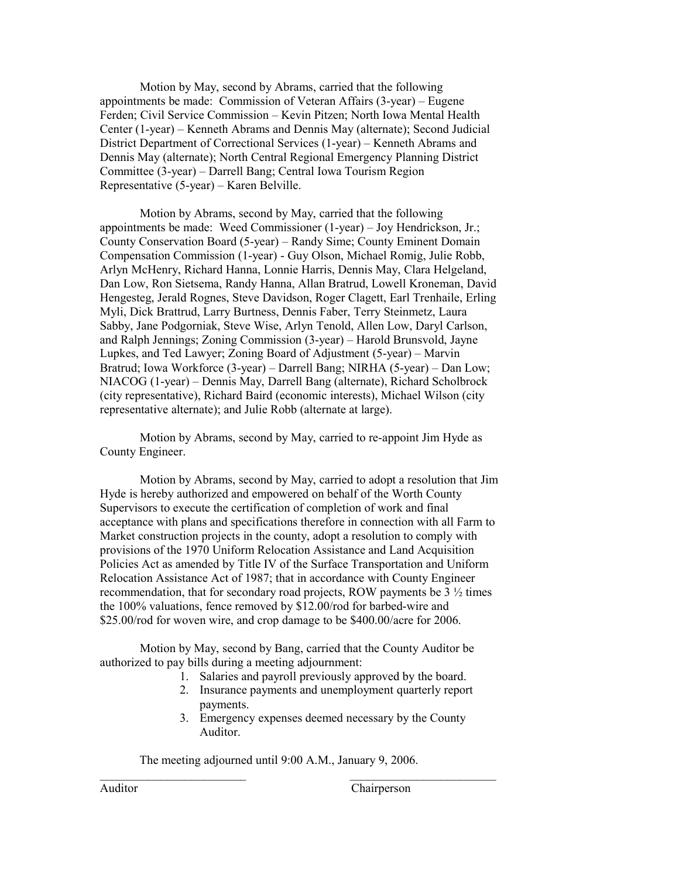Motion by May, second by Abrams, carried that the following appointments be made: Commission of Veteran Affairs (3-year) – Eugene Ferden; Civil Service Commission – Kevin Pitzen; North Iowa Mental Health Center (1-year) – Kenneth Abrams and Dennis May (alternate); Second Judicial District Department of Correctional Services (1-year) – Kenneth Abrams and Dennis May (alternate); North Central Regional Emergency Planning District Committee (3-year) – Darrell Bang; Central Iowa Tourism Region Representative (5-year) – Karen Belville.

Motion by Abrams, second by May, carried that the following appointments be made: Weed Commissioner (1-year) – Joy Hendrickson, Jr.; County Conservation Board (5-year) – Randy Sime; County Eminent Domain Compensation Commission (1-year) - Guy Olson, Michael Romig, Julie Robb, Arlyn McHenry, Richard Hanna, Lonnie Harris, Dennis May, Clara Helgeland, Dan Low, Ron Sietsema, Randy Hanna, Allan Bratrud, Lowell Kroneman, David Hengesteg, Jerald Rognes, Steve Davidson, Roger Clagett, Earl Trenhaile, Erling Myli, Dick Brattrud, Larry Burtness, Dennis Faber, Terry Steinmetz, Laura Sabby, Jane Podgorniak, Steve Wise, Arlyn Tenold, Allen Low, Daryl Carlson, and Ralph Jennings; Zoning Commission (3-year) – Harold Brunsvold, Jayne Lupkes, and Ted Lawyer; Zoning Board of Adjustment (5-year) – Marvin Bratrud; Iowa Workforce (3-year) – Darrell Bang; NIRHA (5-year) – Dan Low; NIACOG (1-year) – Dennis May, Darrell Bang (alternate), Richard Scholbrock (city representative), Richard Baird (economic interests), Michael Wilson (city representative alternate); and Julie Robb (alternate at large).

Motion by Abrams, second by May, carried to re-appoint Jim Hyde as County Engineer.

Motion by Abrams, second by May, carried to adopt a resolution that Jim Hyde is hereby authorized and empowered on behalf of the Worth County Supervisors to execute the certification of completion of work and final acceptance with plans and specifications therefore in connection with all Farm to Market construction projects in the county, adopt a resolution to comply with provisions of the 1970 Uniform Relocation Assistance and Land Acquisition Policies Act as amended by Title IV of the Surface Transportation and Uniform Relocation Assistance Act of 1987; that in accordance with County Engineer recommendation, that for secondary road projects, ROW payments be 3 ½ times the 100% valuations, fence removed by $12.00/rod for barbed-wire and $25.00/rod for woven wire, and crop damage to be $400.00/acre for 2006.

Motion by May, second by Bang, carried that the County Auditor be authorized to pay bills during a meeting adjournment:

1. Salaries and payroll previously approved by the board.
2. Insurance payments and unemployment quarterly report payments.
3. Emergency expenses deemed necessary by the County Auditor.

The meeting adjourned until 9:00 A.M., January 9, 2006.

\_\_\_\_\_\_\_\_\_\_\_\_\_\_\_\_\_\_\_\_\_\_\_\_\_ \_\_\_\_\_\_\_\_\_\_\_\_\_\_\_\_\_\_\_\_\_\_\_\_\_

Auditor Chairperson